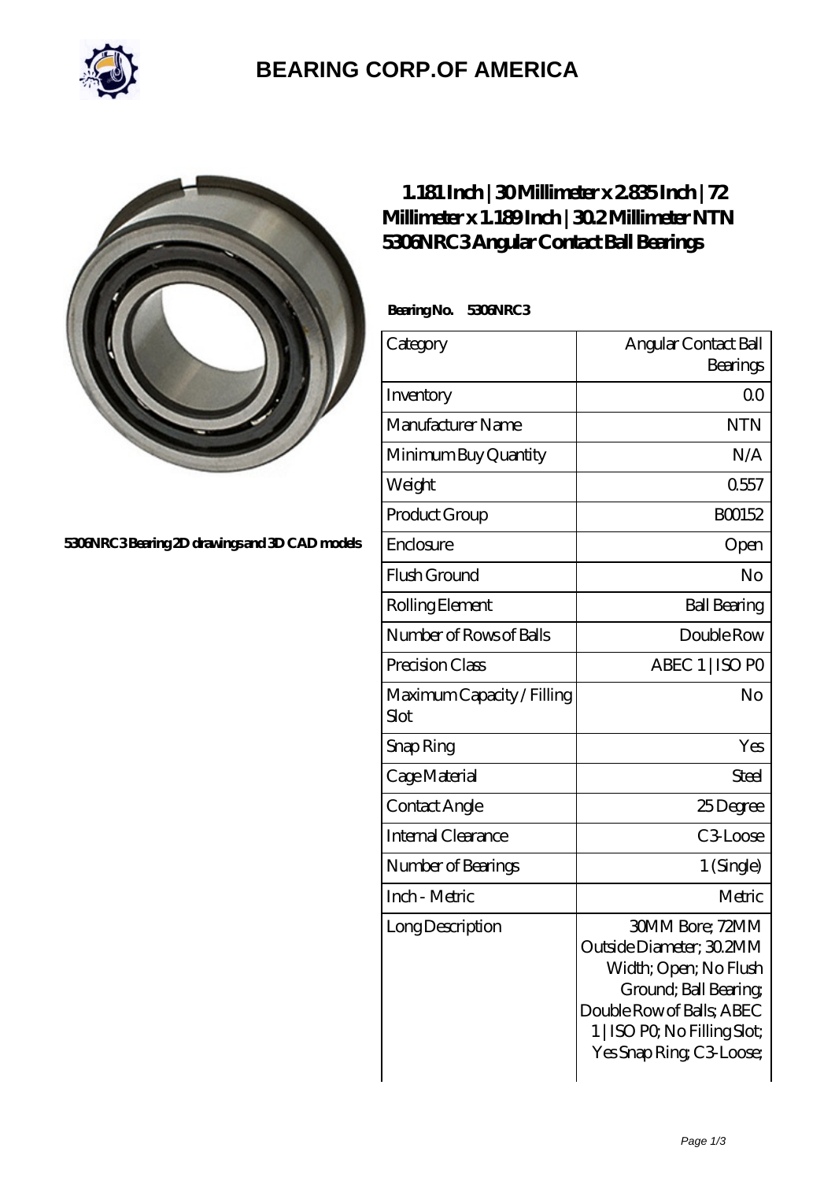# BEARING CORP.OF AMERICA

5306NRC3 Bearing 2D drawings and 3D CAD models

## 1.181 Inch | 30 Millimeter x 2.835 Inch | 72 Millimeter x 1.189 Inch | 30.2 Millimeter NTN 5306NRC3 Angular Contact Ball Bearings

**Bearing No. 5306NRC3**

| Category | Angular Contact Ball Bearings |
|---|---|
| Inventory | 0.0 |
| Manufacturer Name | NTN |
| Minimum Buy Quantity | N/A |
| Weight | 0.557 |
| Product Group | B00152 |
| Enclosure | Open |
| Flush Ground | No |
| Rolling Element | Ball Bearing |
| Number of Rows of Balls | Double Row |
| Precision Class | ABEC 1 \| ISO P0 |
| Maximum Capacity / Filling Slot | No |
| Snap Ring | Yes |
| Cage Material | Steel |
| Contact Angle | 25 Degree |
| Internal Clearance | C3-Loose |
| Number of Bearings | 1 (Single) |
| Inch - Metric | Metric |
| Long Description | 30MM Bore; 72MM Outside Diameter; 30.2MM Width; Open; No Flush Ground; Ball Bearing; Double Row of Balls; ABEC 1 \| ISO P0; No Filling Slot; Yes Snap Ring; C3-Loose; |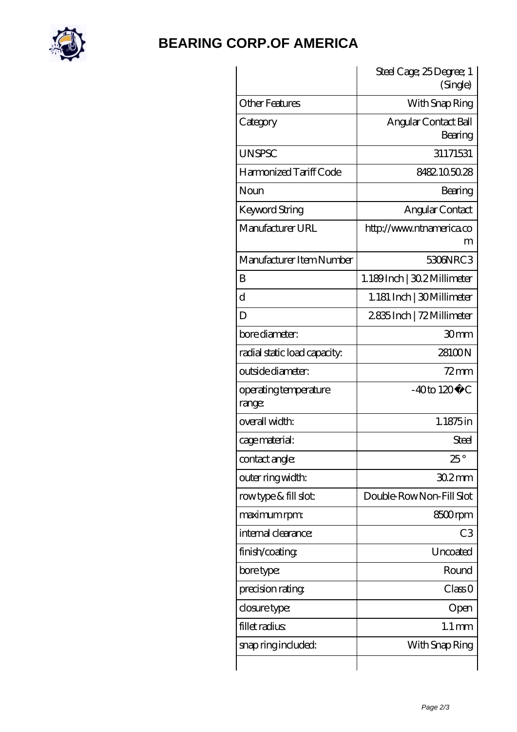# BEARING CORP.OF AMERICA

| | |
|---|---|
| | Steel Cage; 25 Degree; 1 (Single) |
| Other Features | With Snap Ring |
| Category | Angular Contact Ball Bearing |
| UNSPSC | 31171531 |
| Harmonized Tariff Code | 8482.10.50.28 |
| Noun | Bearing |
| Keyword String | Angular Contact |
| Manufacturer URL | http://www.ntnamerica.com |
| Manufacturer Item Number | 5306NRC3 |
| B | 1.189 Inch \| 30.2 Millimeter |
| d | 1.181 Inch \| 30 Millimeter |
| D | 2.835 Inch \| 72 Millimeter |
| bore diameter: | 30 mm |
| radial static load capacity: | 28100 N |
| outside diameter: | 72 mm |
| operating temperature range: | -40 to 120 �C |
| overall width: | 1.1875 in |
| cage material: | Steel |
| contact angle: | 25 ° |
| outer ring width: | 30.2 mm |
| row type & fill slot: | Double-Row Non-Fill Slot |
| maximum rpm: | 8500 rpm |
| internal clearance: | C3 |
| finish/coating: | Uncoated |
| bore type: | Round |
| precision rating: | Class 0 |
| closure type: | Open |
| fillet radius: | 1.1 mm |
| snap ring included: | With Snap Ring |
| | |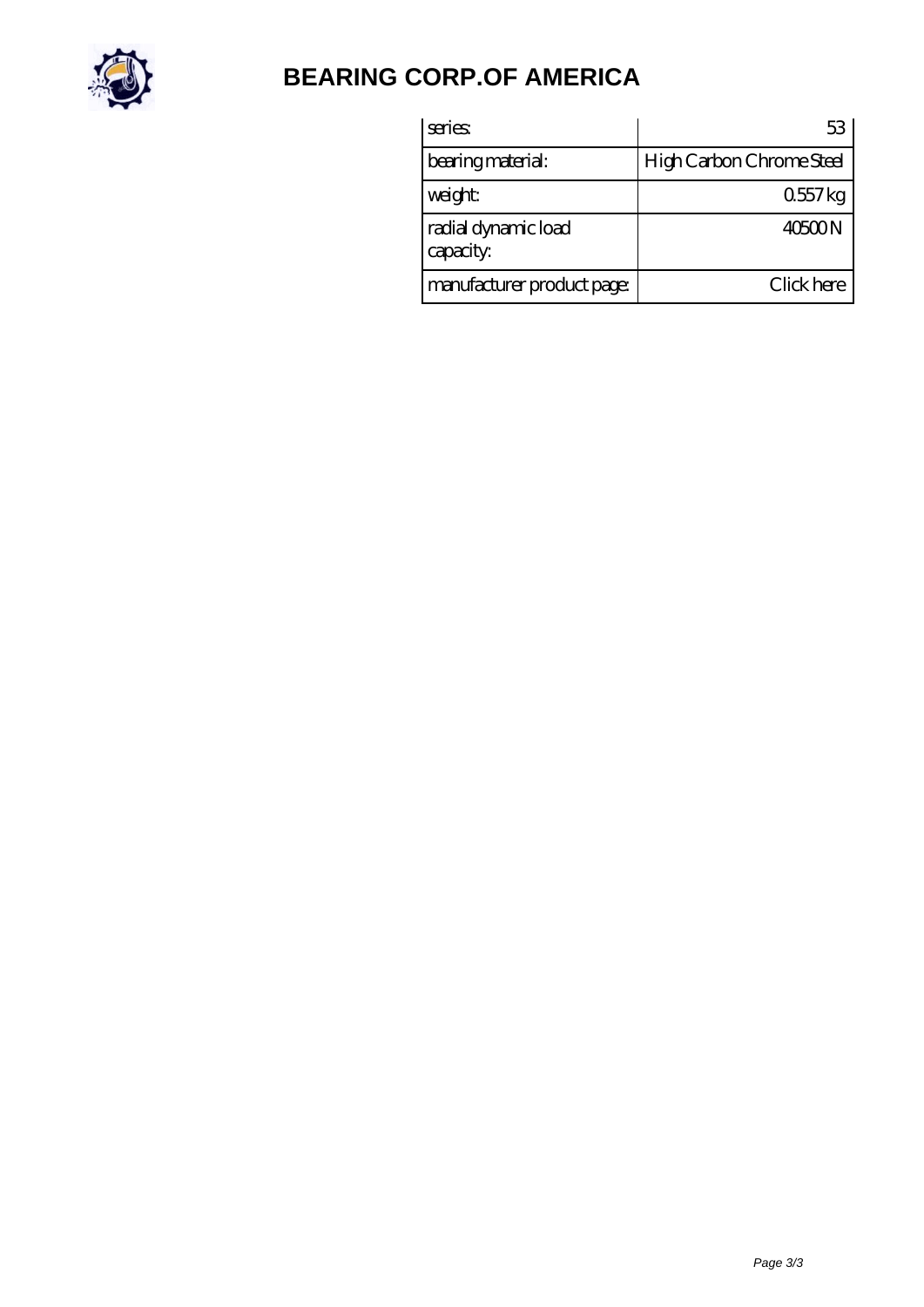| | |
|---|---|
| series: | 53 |
| bearing material: | High Carbon Chrome Steel |
| weight: | 0.557 kg |
| radial dynamic load capacity: | 40500 N |
| manufacturer product page: | Click here |